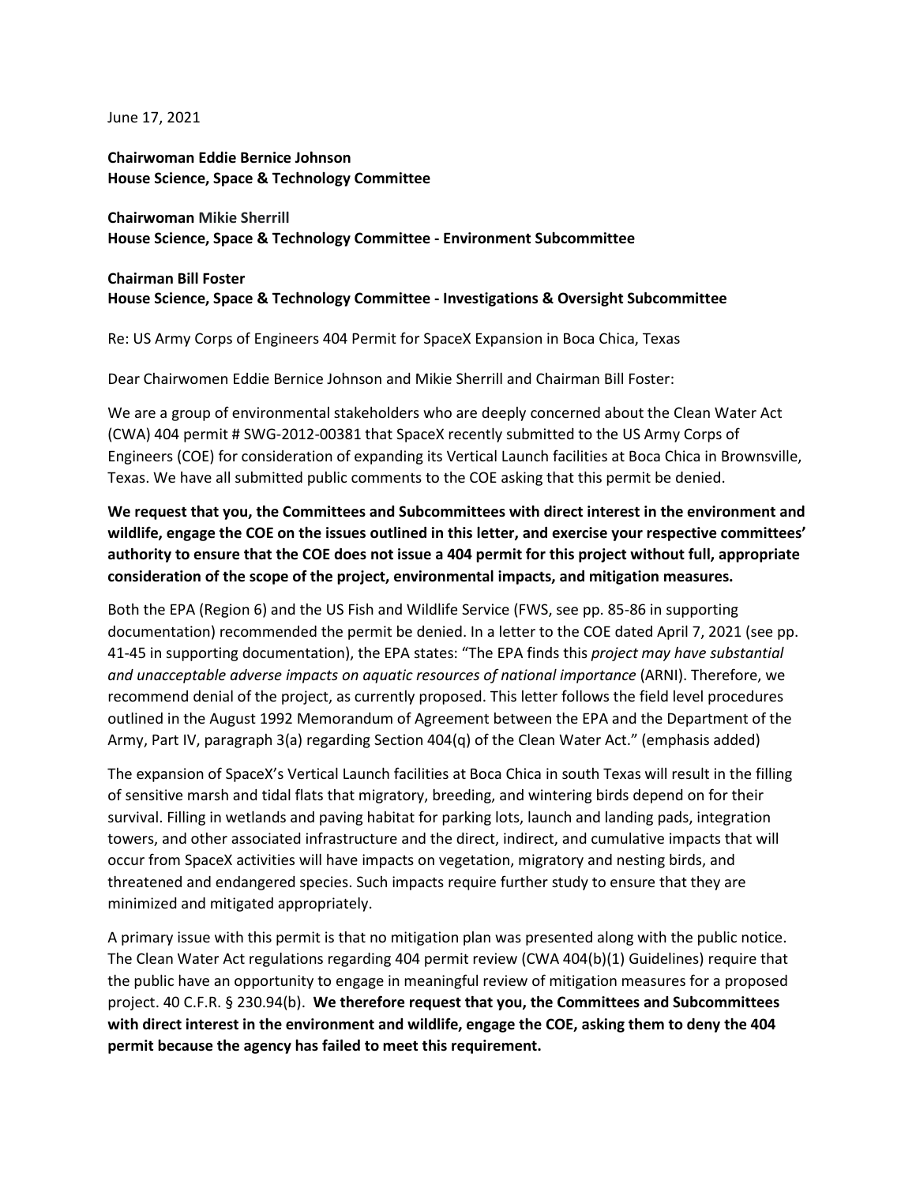June 17, 2021

**Chairwoman Eddie Bernice Johnson**
**House Science, Space & Technology Committee**

**Chairwoman Mikie Sherrill**
**House Science, Space & Technology Committee - Environment Subcommittee**

**Chairman Bill Foster**
**House Science, Space & Technology Committee - Investigations & Oversight Subcommittee**

Re: US Army Corps of Engineers 404 Permit for SpaceX Expansion in Boca Chica, Texas

Dear Chairwomen Eddie Bernice Johnson and Mikie Sherrill and Chairman Bill Foster:

We are a group of environmental stakeholders who are deeply concerned about the Clean Water Act (CWA) 404 permit # SWG-2012-00381 that SpaceX recently submitted to the US Army Corps of Engineers (COE) for consideration of expanding its Vertical Launch facilities at Boca Chica in Brownsville, Texas. We have all submitted public comments to the COE asking that this permit be denied.

**We request that you, the Committees and Subcommittees with direct interest in the environment and wildlife, engage the COE on the issues outlined in this letter, and exercise your respective committees' authority to ensure that the COE does not issue a 404 permit for this project without full, appropriate consideration of the scope of the project, environmental impacts, and mitigation measures.**

Both the EPA (Region 6) and the US Fish and Wildlife Service (FWS, see pp. 85-86 in supporting documentation) recommended the permit be denied. In a letter to the COE dated April 7, 2021 (see pp. 41-45 in supporting documentation), the EPA states: "The EPA finds this *project may have substantial and unacceptable adverse impacts on aquatic resources of national importance* (ARNI). Therefore, we recommend denial of the project, as currently proposed. This letter follows the field level procedures outlined in the August 1992 Memorandum of Agreement between the EPA and the Department of the Army, Part IV, paragraph 3(a) regarding Section 404(q) of the Clean Water Act." (emphasis added)

The expansion of SpaceX's Vertical Launch facilities at Boca Chica in south Texas will result in the filling of sensitive marsh and tidal flats that migratory, breeding, and wintering birds depend on for their survival. Filling in wetlands and paving habitat for parking lots, launch and landing pads, integration towers, and other associated infrastructure and the direct, indirect, and cumulative impacts that will occur from SpaceX activities will have impacts on vegetation, migratory and nesting birds, and threatened and endangered species. Such impacts require further study to ensure that they are minimized and mitigated appropriately.

A primary issue with this permit is that no mitigation plan was presented along with the public notice. The Clean Water Act regulations regarding 404 permit review (CWA 404(b)(1) Guidelines) require that the public have an opportunity to engage in meaningful review of mitigation measures for a proposed project. 40 C.F.R. § 230.94(b). **We therefore request that you, the Committees and Subcommittees with direct interest in the environment and wildlife, engage the COE, asking them to deny the 404 permit because the agency has failed to meet this requirement.**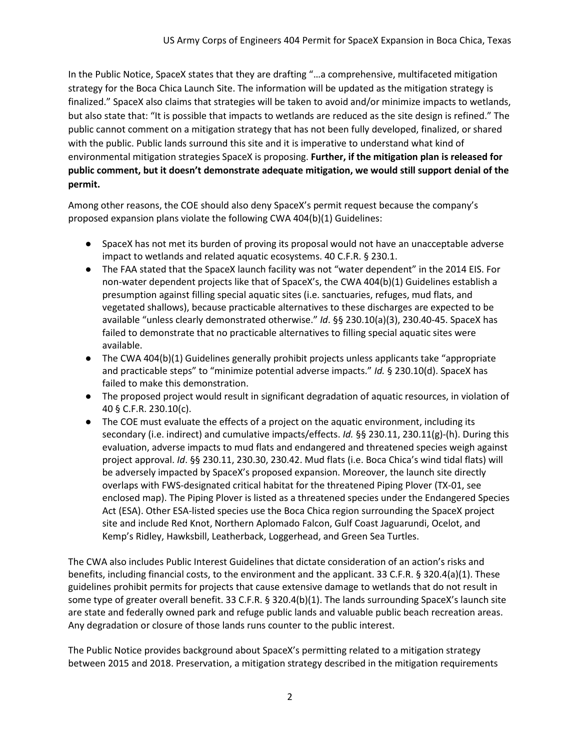In the Public Notice, SpaceX states that they are drafting "…a comprehensive, multifaceted mitigation strategy for the Boca Chica Launch Site. The information will be updated as the mitigation strategy is finalized." SpaceX also claims that strategies will be taken to avoid and/or minimize impacts to wetlands, but also state that: "It is possible that impacts to wetlands are reduced as the site design is refined." The public cannot comment on a mitigation strategy that has not been fully developed, finalized, or shared with the public. Public lands surround this site and it is imperative to understand what kind of environmental mitigation strategies SpaceX is proposing. **Further, if the mitigation plan is released for public comment, but it doesn't demonstrate adequate mitigation, we would still support denial of the permit.**

Among other reasons, the COE should also deny SpaceX's permit request because the company's proposed expansion plans violate the following CWA 404(b)(1) Guidelines:

- SpaceX has not met its burden of proving its proposal would not have an unacceptable adverse impact to wetlands and related aquatic ecosystems. 40 C.F.R. § 230.1.
- The FAA stated that the SpaceX launch facility was not "water dependent" in the 2014 EIS. For non-water dependent projects like that of SpaceX's, the CWA 404(b)(1) Guidelines establish a presumption against filling special aquatic sites (i.e. sanctuaries, refuges, mud flats, and vegetated shallows), because practicable alternatives to these discharges are expected to be available "unless clearly demonstrated otherwise." *Id*. §§ 230.10(a)(3), 230.40-45. SpaceX has failed to demonstrate that no practicable alternatives to filling special aquatic sites were available.
- The CWA 404(b)(1) Guidelines generally prohibit projects unless applicants take "appropriate and practicable steps" to "minimize potential adverse impacts." *Id.* § 230.10(d). SpaceX has failed to make this demonstration.
- The proposed project would result in significant degradation of aquatic resources, in violation of 40 § C.F.R. 230.10(c).
- The COE must evaluate the effects of a project on the aquatic environment, including its secondary (i.e. indirect) and cumulative impacts/effects. *Id.* §§ 230.11, 230.11(g)-(h). During this evaluation, adverse impacts to mud flats and endangered and threatened species weigh against project approval. *Id*. §§ 230.11, 230.30, 230.42. Mud flats (i.e. Boca Chica's wind tidal flats) will be adversely impacted by SpaceX's proposed expansion. Moreover, the launch site directly overlaps with FWS-designated critical habitat for the threatened Piping Plover (TX-01, see enclosed map). The Piping Plover is listed as a threatened species under the Endangered Species Act (ESA). Other ESA-listed species use the Boca Chica region surrounding the SpaceX project site and include Red Knot, Northern Aplomado Falcon, Gulf Coast Jaguarundi, Ocelot, and Kemp's Ridley, Hawksbill, Leatherback, Loggerhead, and Green Sea Turtles.

The CWA also includes Public Interest Guidelines that dictate consideration of an action's risks and benefits, including financial costs, to the environment and the applicant. 33 C.F.R. § 320.4(a)(1). These guidelines prohibit permits for projects that cause extensive damage to wetlands that do not result in some type of greater overall benefit. 33 C.F.R. § 320.4(b)(1). The lands surrounding SpaceX's launch site are state and federally owned park and refuge public lands and valuable public beach recreation areas. Any degradation or closure of those lands runs counter to the public interest.

The Public Notice provides background about SpaceX's permitting related to a mitigation strategy between 2015 and 2018. Preservation, a mitigation strategy described in the mitigation requirements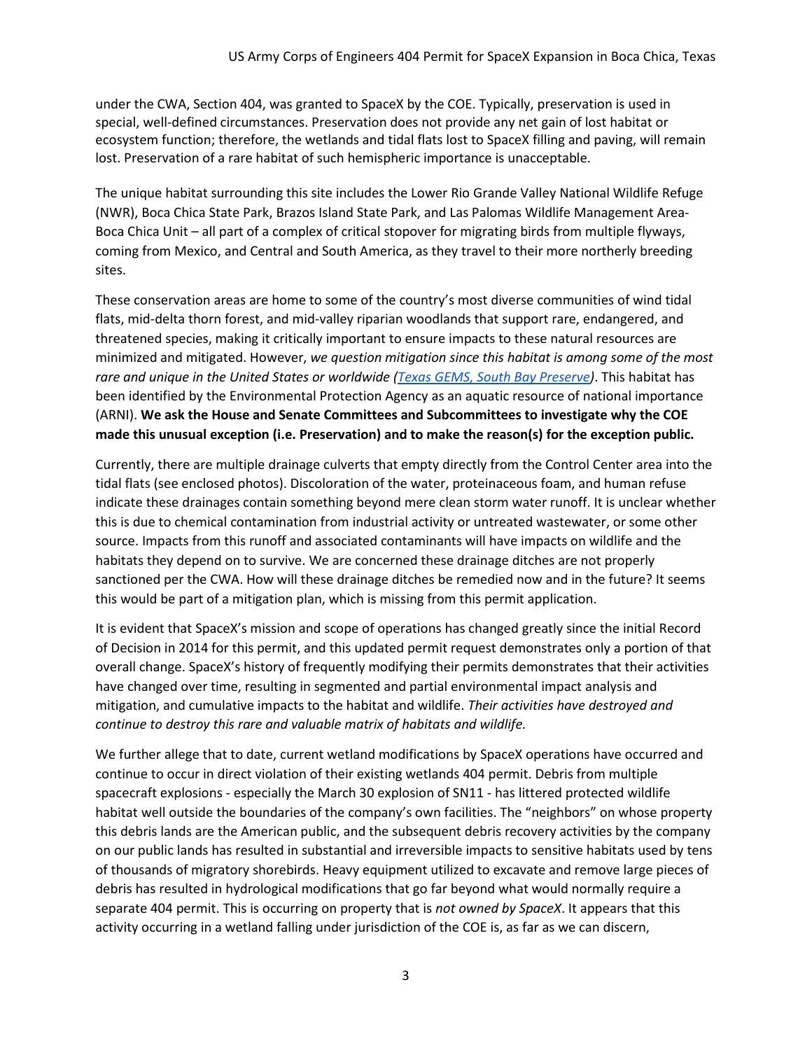under the CWA, Section 404, was granted to SpaceX by the COE. Typically, preservation is used in special, well-defined circumstances. Preservation does not provide any net gain of lost habitat or ecosystem function; therefore, the wetlands and tidal flats lost to SpaceX filling and paving, will remain lost. Preservation of a rare habitat of such hemispheric importance is unacceptable.

The unique habitat surrounding this site includes the Lower Rio Grande Valley National Wildlife Refuge (NWR), Boca Chica State Park, Brazos Island State Park, and Las Palomas Wildlife Management Area-Boca Chica Unit – all part of a complex of critical stopover for migrating birds from multiple flyways, coming from Mexico, and Central and South America, as they travel to their more northerly breeding sites.

These conservation areas are home to some of the country's most diverse communities of wind tidal flats, mid-delta thorn forest, and mid-valley riparian woodlands that support rare, endangered, and threatened species, making it critically important to ensure impacts to these natural resources are minimized and mitigated. However, *we question mitigation since this habitat is among some of the most rare and unique in the United States or worldwide ([Texas GEMS, South Bay Preserve])*. This habitat has been identified by the Environmental Protection Agency as an aquatic resource of national importance (ARNI). **We ask the House and Senate Committees and Subcommittees to investigate why the COE made this unusual exception (i.e. Preservation) and to make the reason(s) for the exception public.**

Currently, there are multiple drainage culverts that empty directly from the Control Center area into the tidal flats (see enclosed photos). Discoloration of the water, proteinaceous foam, and human refuse indicate these drainages contain something beyond mere clean storm water runoff. It is unclear whether this is due to chemical contamination from industrial activity or untreated wastewater, or some other source. Impacts from this runoff and associated contaminants will have impacts on wildlife and the habitats they depend on to survive. We are concerned these drainage ditches are not properly sanctioned per the CWA. How will these drainage ditches be remedied now and in the future? It seems this would be part of a mitigation plan, which is missing from this permit application.

It is evident that SpaceX's mission and scope of operations has changed greatly since the initial Record of Decision in 2014 for this permit, and this updated permit request demonstrates only a portion of that overall change. SpaceX's history of frequently modifying their permits demonstrates that their activities have changed over time, resulting in segmented and partial environmental impact analysis and mitigation, and cumulative impacts to the habitat and wildlife. *Their activities have destroyed and continue to destroy this rare and valuable matrix of habitats and wildlife.*

We further allege that to date, current wetland modifications by SpaceX operations have occurred and continue to occur in direct violation of their existing wetlands 404 permit. Debris from multiple spacecraft explosions - especially the March 30 explosion of SN11 - has littered protected wildlife habitat well outside the boundaries of the company's own facilities. The "neighbors" on whose property this debris lands are the American public, and the subsequent debris recovery activities by the company on our public lands has resulted in substantial and irreversible impacts to sensitive habitats used by tens of thousands of migratory shorebirds. Heavy equipment utilized to excavate and remove large pieces of debris has resulted in hydrological modifications that go far beyond what would normally require a separate 404 permit. This is occurring on property that is *not owned by SpaceX*. It appears that this activity occurring in a wetland falling under jurisdiction of the COE is, as far as we can discern,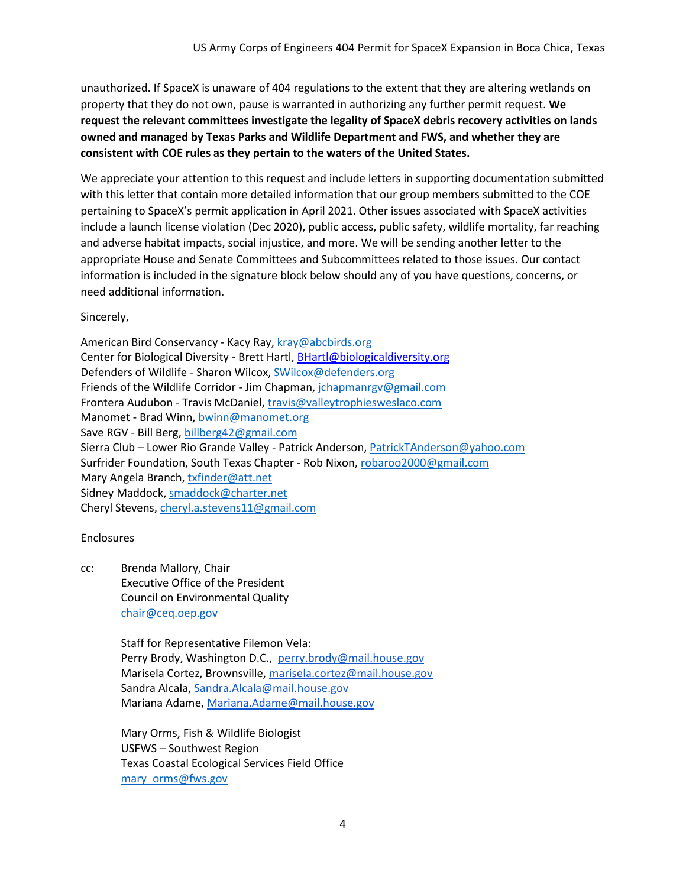unauthorized. If SpaceX is unaware of 404 regulations to the extent that they are altering wetlands on property that they do not own, pause is warranted in authorizing any further permit request. **We request the relevant committees investigate the legality of SpaceX debris recovery activities on lands owned and managed by Texas Parks and Wildlife Department and FWS, and whether they are consistent with COE rules as they pertain to the waters of the United States.**

We appreciate your attention to this request and include letters in supporting documentation submitted with this letter that contain more detailed information that our group members submitted to the COE pertaining to SpaceX's permit application in April 2021. Other issues associated with SpaceX activities include a launch license violation (Dec 2020), public access, public safety, wildlife mortality, far reaching and adverse habitat impacts, social injustice, and more. We will be sending another letter to the appropriate House and Senate Committees and Subcommittees related to those issues. Our contact information is included in the signature block below should any of you have questions, concerns, or need additional information.

Sincerely,

American Bird Conservancy - Kacy Ray, kray@abcbirds.org
Center for Biological Diversity - Brett Hartl, BHartl@biologicaldiversity.org
Defenders of Wildlife - Sharon Wilcox, SWilcox@defenders.org
Friends of the Wildlife Corridor - Jim Chapman, jchapmanrgv@gmail.com
Frontera Audubon - Travis McDaniel, travis@valleytrophiesweslaco.com
Manomet - Brad Winn, bwinn@manomet.org
Save RGV - Bill Berg, billberg42@gmail.com
Sierra Club – Lower Rio Grande Valley - Patrick Anderson, PatrickTAnderson@yahoo.com
Surfrider Foundation, South Texas Chapter - Rob Nixon, robaroo2000@gmail.com
Mary Angela Branch, txfinder@att.net
Sidney Maddock, smaddock@charter.net
Cheryl Stevens, cheryl.a.stevens11@gmail.com

Enclosures

cc: Brenda Mallory, Chair
Executive Office of the President
Council on Environmental Quality
chair@ceq.eop.gov

Staff for Representative Filemon Vela:
Perry Brody, Washington D.C., perry.brody@mail.house.gov
Marisela Cortez, Brownsville, marisela.cortez@mail.house.gov
Sandra Alcala, Sandra.Alcala@mail.house.gov
Mariana Adame, Mariana.Adame@mail.house.gov

Mary Orms, Fish & Wildlife Biologist
USFWS – Southwest Region
Texas Coastal Ecological Services Field Office
mary_orms@fws.gov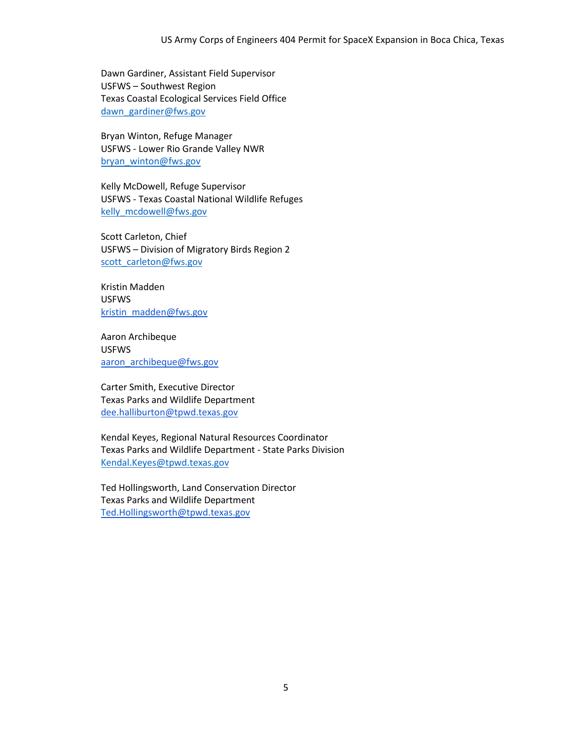Dawn Gardiner, Assistant Field Supervisor
USFWS – Southwest Region
Texas Coastal Ecological Services Field Office
dawn_gardiner@fws.gov

Bryan Winton, Refuge Manager
USFWS - Lower Rio Grande Valley NWR
bryan_winton@fws.gov

Kelly McDowell, Refuge Supervisor
USFWS - Texas Coastal National Wildlife Refuges
kelly_mcdowell@fws.gov

Scott Carleton, Chief
USFWS – Division of Migratory Birds Region 2
scott_carleton@fws.gov

Kristin Madden
USFWS
kristin_madden@fws.gov

Aaron Archibeque
USFWS
aaron_archibeque@fws.gov

Carter Smith, Executive Director
Texas Parks and Wildlife Department
dee.halliburton@tpwd.texas.gov

Kendal Keyes, Regional Natural Resources Coordinator
Texas Parks and Wildlife Department - State Parks Division
Kendal.Keyes@tpwd.texas.gov

Ted Hollingsworth, Land Conservation Director
Texas Parks and Wildlife Department
Ted.Hollingsworth@tpwd.texas.gov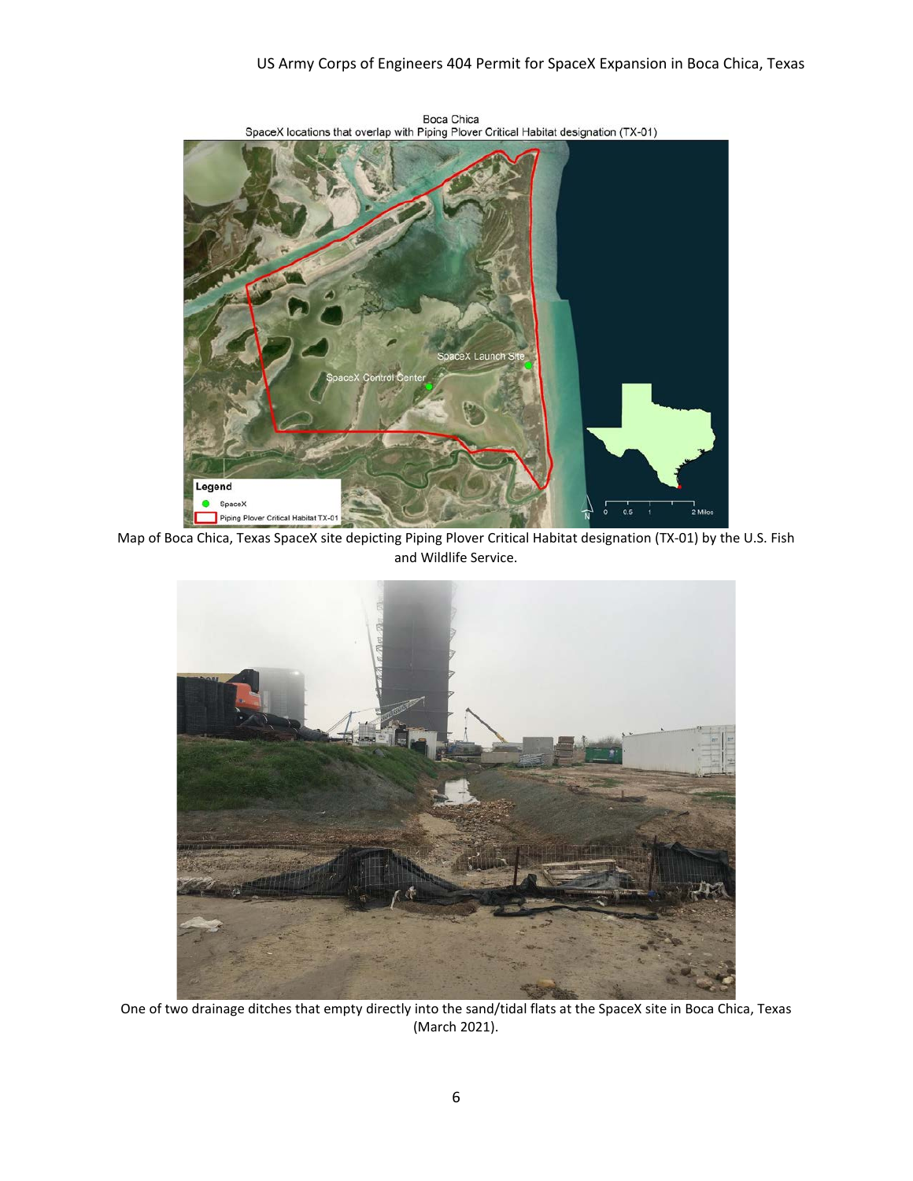Map of Boca Chica, Texas SpaceX site depicting Piping Plover Critical Habitat designation (TX-01) by the U.S. Fish and Wildlife Service.

One of two drainage ditches that empty directly into the sand/tidal flats at the SpaceX site in Boca Chica, Texas (March 2021).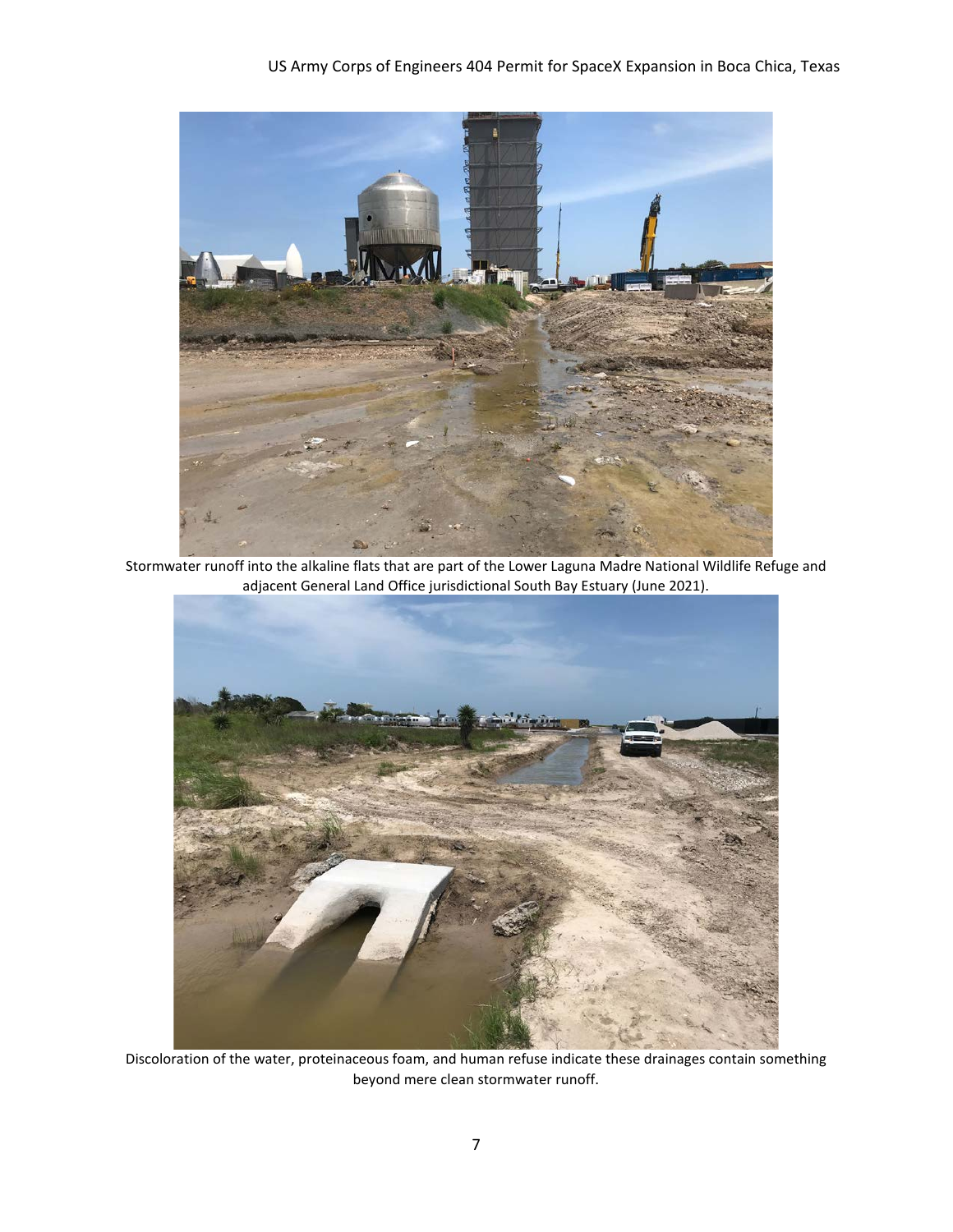Stormwater runoff into the alkaline flats that are part of the Lower Laguna Madre National Wildlife Refuge and adjacent General Land Office jurisdictional South Bay Estuary (June 2021).

Discoloration of the water, proteinaceous foam, and human refuse indicate these drainages contain something beyond mere clean stormwater runoff.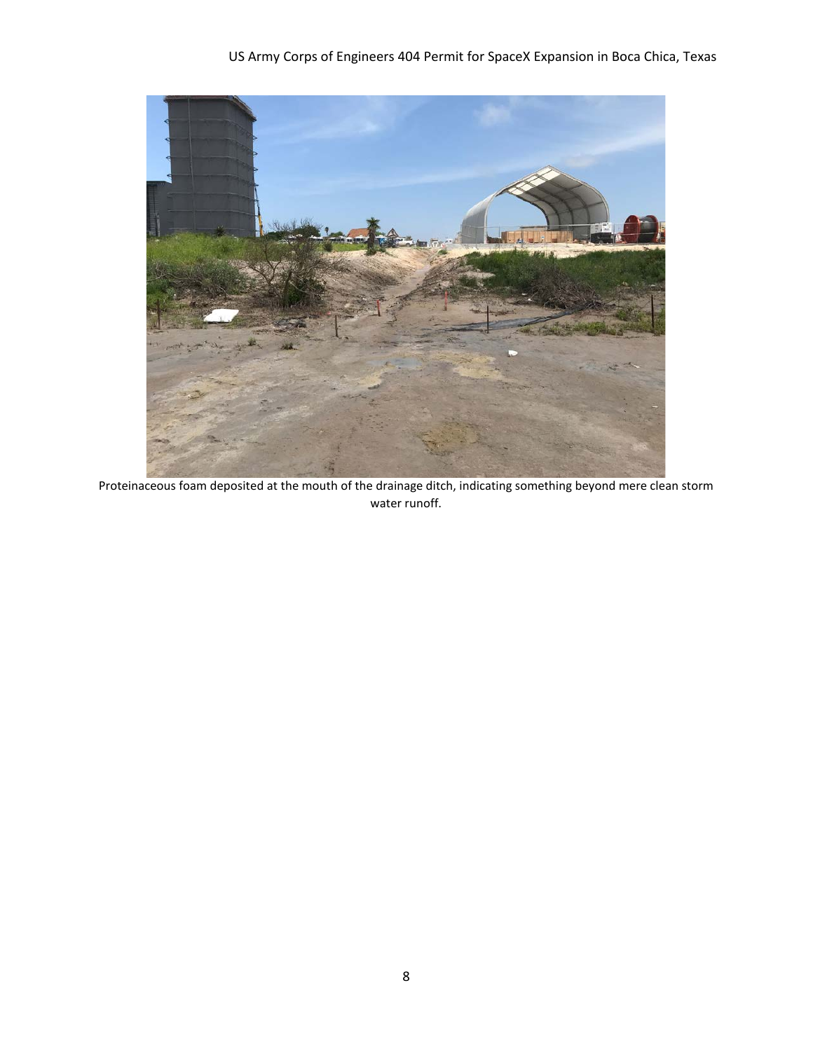Proteinaceous foam deposited at the mouth of the drainage ditch, indicating something beyond mere clean storm water runoff.